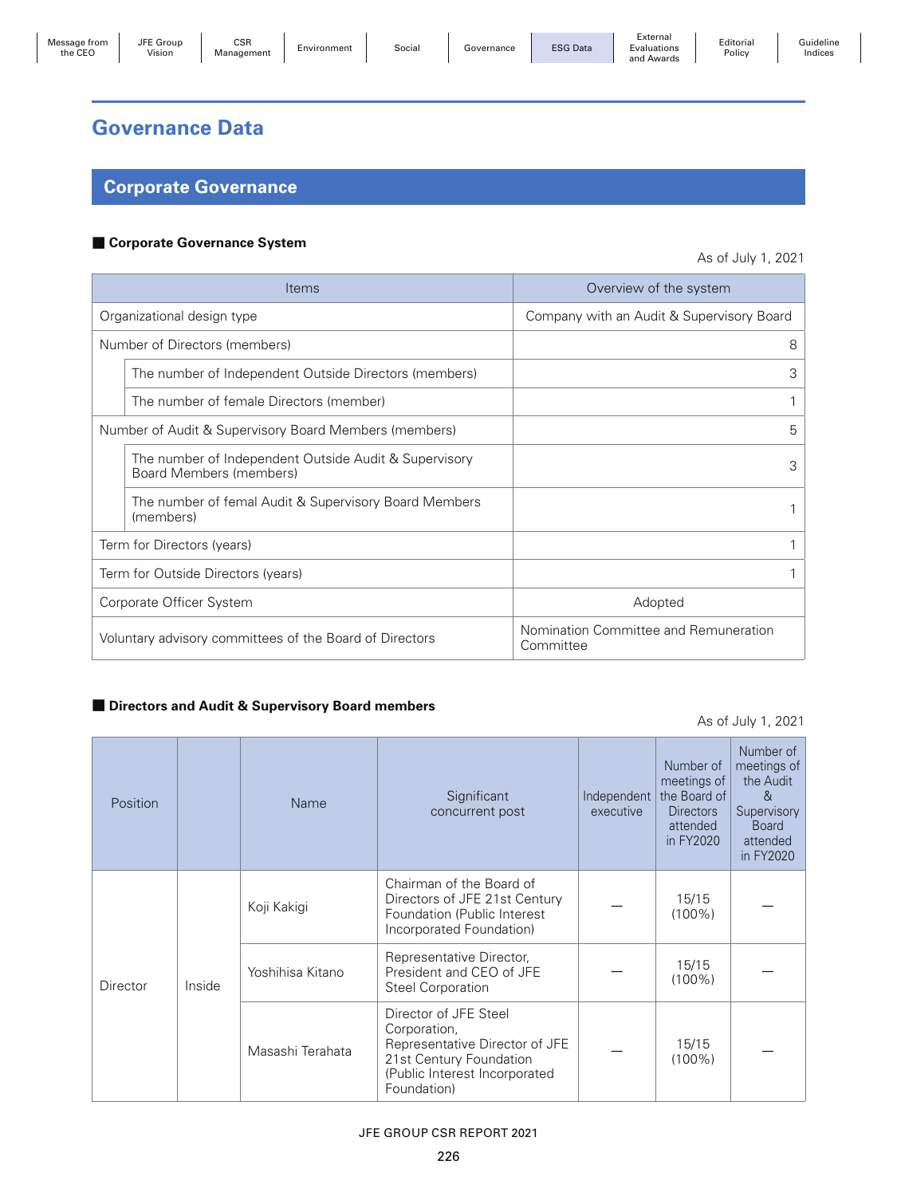# Governance Data

## Corporate Governance

### ■ Corporate Governance System

As of July 1, 2021

| Items | | Overview of the system |
|---|---|---|
| Organizational design type | | Company with an Audit & Supervisory Board |
| Number of Directors (members) | | 8 |
| | The number of Independent Outside Directors (members) | 3 |
| | The number of female Directors (member) | 1 |
| Number of Audit & Supervisory Board Members (members) | | 5 |
| | The number of Independent Outside Audit & Supervisory Board Members (members) | 3 |
| | The number of femal Audit & Supervisory Board Members (members) | 1 |
| Term for Directors (years) | | 1 |
| Term for Outside Directors (years) | | 1 |
| Corporate Officer System | | Adopted |
| Voluntary advisory committees of the Board of Directors | | Nomination Committee and Remuneration Committee |

### ■ Directors and Audit & Supervisory Board members

As of July 1, 2021

| Position | | Name | Significant concurrent post | Independent executive | Number of meetings of the Board of Directors attended in FY2020 | Number of meetings of the Audit & Supervisory Board attended in FY2020 |
|---|---|---|---|---|---|---|
| Director | Inside | Koji Kakigi | Chairman of the Board of Directors of JFE 21st Century Foundation (Public Interest Incorporated Foundation) | — | 15/15 (100%) | — |
| | | Yoshihisa Kitano | Representative Director, President and CEO of JFE Steel Corporation | — | 15/15 (100%) | — |
| | | Masashi Terahata | Director of JFE Steel Corporation, Representative Director of JFE 21st Century Foundation (Public Interest Incorporated Foundation) | — | 15/15 (100%) | — |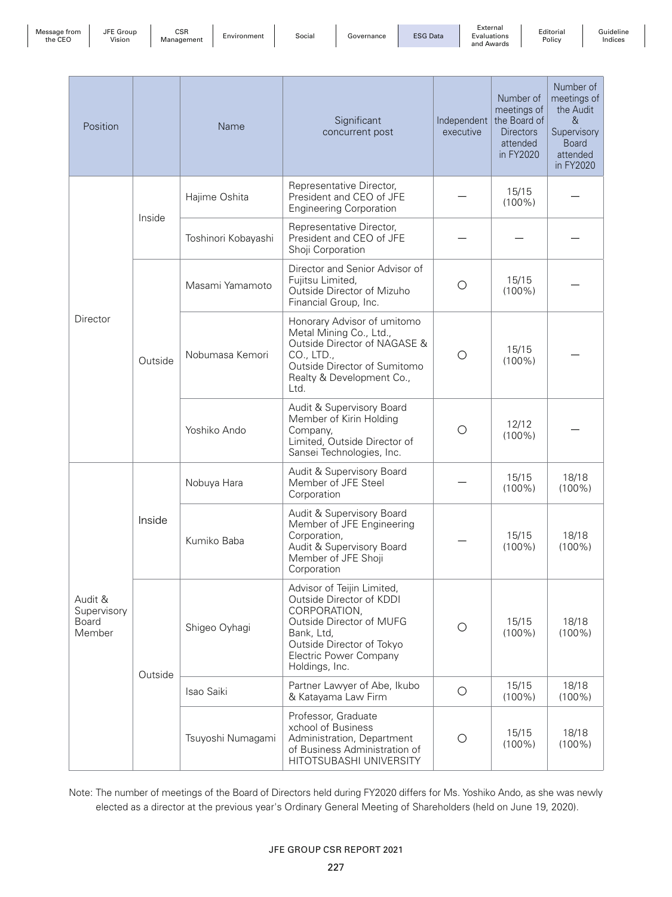| Position | | Name | Significant concurrent post | Independent executive | Number of meetings of the Board of Directors attended in FY2020 | Number of meetings of the Audit & Supervisory Board attended in FY2020 |
|---|---|---|---|---|---|---|
| Director | Inside | Hajime Oshita | Representative Director, President and CEO of JFE Engineering Corporation | — | 15/15 (100%) | — |
| | | Toshinori Kobayashi | Representative Director, President and CEO of JFE Shoji Corporation | — | — | — |
| | Outside | Masami Yamamoto | Director and Senior Advisor of Fujitsu Limited, Outside Director of Mizuho Financial Group, Inc. | ○ | 15/15 (100%) | — |
| | | Nobumasa Kemori | Honorary Advisor of umitomo Metal Mining Co., Ltd., Outside Director of NAGASE & CO., LTD., Outside Director of Sumitomo Realty & Development Co., Ltd. | ○ | 15/15 (100%) | — |
| | | Yoshiko Ando | Audit & Supervisory Board Member of Kirin Holding Company, Limited, Outside Director of Sansei Technologies, Inc. | ○ | 12/12 (100%) | — |
| Audit & Supervisory Board Member | Inside | Nobuya Hara | Audit & Supervisory Board Member of JFE Steel Corporation | — | 15/15 (100%) | 18/18 (100%) |
| | | Kumiko Baba | Audit & Supervisory Board Member of JFE Engineering Corporation, Audit & Supervisory Board Member of JFE Shoji Corporation | — | 15/15 (100%) | 18/18 (100%) |
| | Outside | Shigeo Oyhagi | Advisor of Teijin Limited, Outside Director of KDDI CORPORATION, Outside Director of MUFG Bank, Ltd, Outside Director of Tokyo Electric Power Company Holdings, Inc. | ○ | 15/15 (100%) | 18/18 (100%) |
| | | Isao Saiki | Partner Lawyer of Abe, Ikubo & Katayama Law Firm | ○ | 15/15 (100%) | 18/18 (100%) |
| | | Tsuyoshi Numagami | Professor, Graduate xchool of Business Administration, Department of Business Administration of HITOTSUBASHI UNIVERSITY | ○ | 15/15 (100%) | 18/18 (100%) |

Note: The number of meetings of the Board of Directors held during FY2020 differs for Ms. Yoshiko Ando, as she was newly elected as a director at the previous year's Ordinary General Meeting of Shareholders (held on June 19, 2020).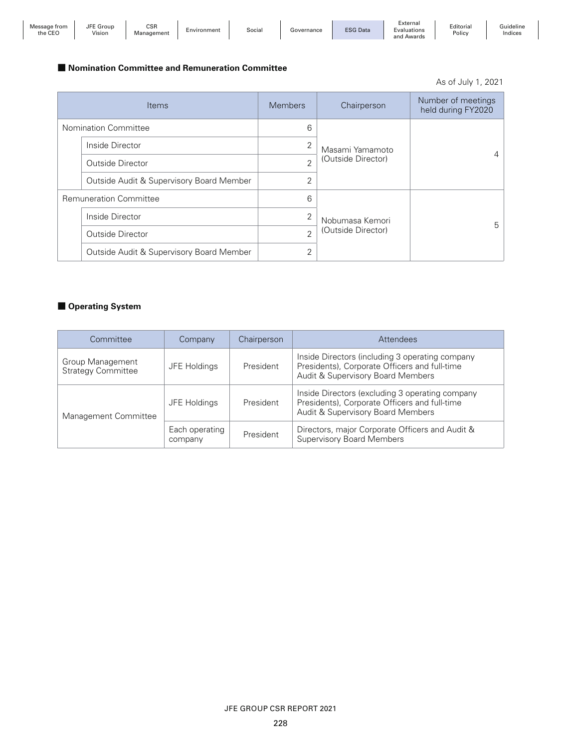## Nomination Committee and Remuneration Committee

As of July 1, 2021

| Items | | Members | Chairperson | Number of meetings held during FY2020 |
|---|---|---|---|---|
| Nomination Committee | | 6 | Masami Yamamoto (Outside Director) | 4 |
| | Inside Director | 2 | | |
| | Outside Director | 2 | | |
| | Outside Audit & Supervisory Board Member | 2 | | |
| Remuneration Committee | | 6 | Nobumasa Kemori (Outside Director) | 5 |
| | Inside Director | 2 | | |
| | Outside Director | 2 | | |
| | Outside Audit & Supervisory Board Member | 2 | | |

## Operating System

| Committee | Company | Chairperson | Attendees |
|---|---|---|---|
| Group Management Strategy Committee | JFE Holdings | President | Inside Directors (including 3 operating company Presidents), Corporate Officers and full-time Audit & Supervisory Board Members |
| Management Committee | JFE Holdings | President | Inside Directors (excluding 3 operating company Presidents), Corporate Officers and full-time Audit & Supervisory Board Members |
| | Each operating company | President | Directors, major Corporate Officers and Audit & Supervisory Board Members |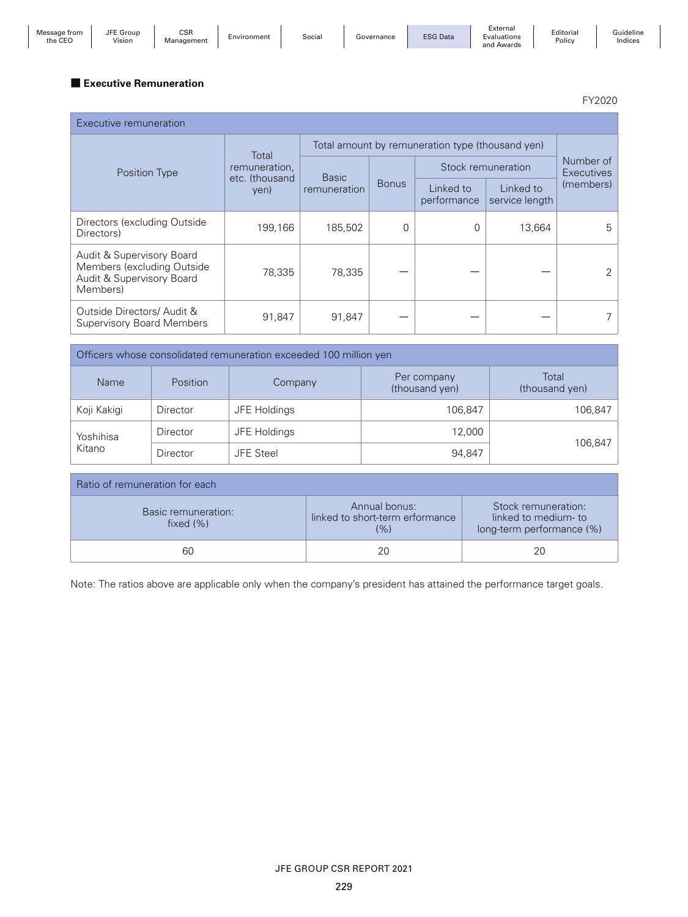## Executive Remuneration

FY2020

Executive remuneration

| Position Type | Total remuneration, etc. (thousand yen) | Total amount by remuneration type (thousand yen) | | | | Number of Executives (members) |
|---|---|---|---|---|---|---|
| | | Basic remuneration | Bonus | Stock remuneration | | |
| | | | | Linked to performance | Linked to service length | |
| Directors (excluding Outside Directors) | 199,166 | 185,502 | 0 | 0 | 13,664 | 5 |
| Audit & Supervisory Board Members (excluding Outside Audit & Supervisory Board Members) | 78,335 | 78,335 | — | — | — | 2 |
| Outside Directors/ Audit & Supervisory Board Members | 91,847 | 91,847 | — | — | — | 7 |

Officers whose consolidated remuneration exceeded 100 million yen

| Name | Position | Company | Per company (thousand yen) | Total (thousand yen) |
|---|---|---|---|---|
| Koji Kakigi | Director | JFE Holdings | 106,847 | 106,847 |
| Yoshihisa Kitano | Director | JFE Holdings | 12,000 | 106,847 |
| | Director | JFE Steel | 94,847 | |

Ratio of remuneration for each

| Basic remuneration: fixed (%) | Annual bonus: linked to short-term erformance (%) | Stock remuneration: linked to medium- to long-term performance (%) |
|---|---|---|
| 60 | 20 | 20 |

Note: The ratios above are applicable only when the company's president has attained the performance target goals.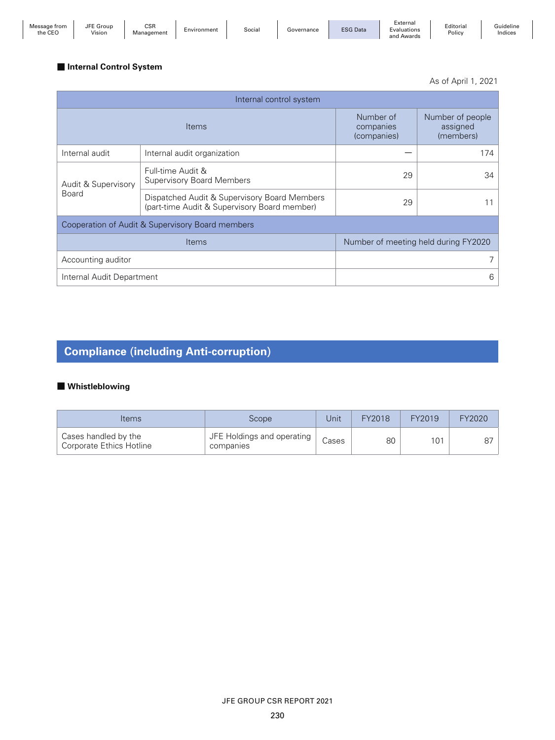■ **Internal Control System**

As of April 1, 2021

| Internal control system | | | |
|---|---|---|---|
| Items | | Number of companies (companies) | Number of people assigned (members) |
| Internal audit | Internal audit organization | — | 174 |
| Audit & Supervisory Board | Full-time Audit & Supervisory Board Members | 29 | 34 |
| | Dispatched Audit & Supervisory Board Members (part-time Audit & Supervisory Board member) | 29 | 11 |

| Cooperation of Audit & Supervisory Board members | |
|---|---|
| Items | Number of meeting held during FY2020 |
| Accounting auditor | 7 |
| Internal Audit Department | 6 |

## Compliance (including Anti-corruption)

■ **Whistleblowing**

| Items | Scope | Unit | FY2018 | FY2019 | FY2020 |
|---|---|---|---|---|---|
| Cases handled by the Corporate Ethics Hotline | JFE Holdings and operating companies | Cases | 80 | 101 | 87 |